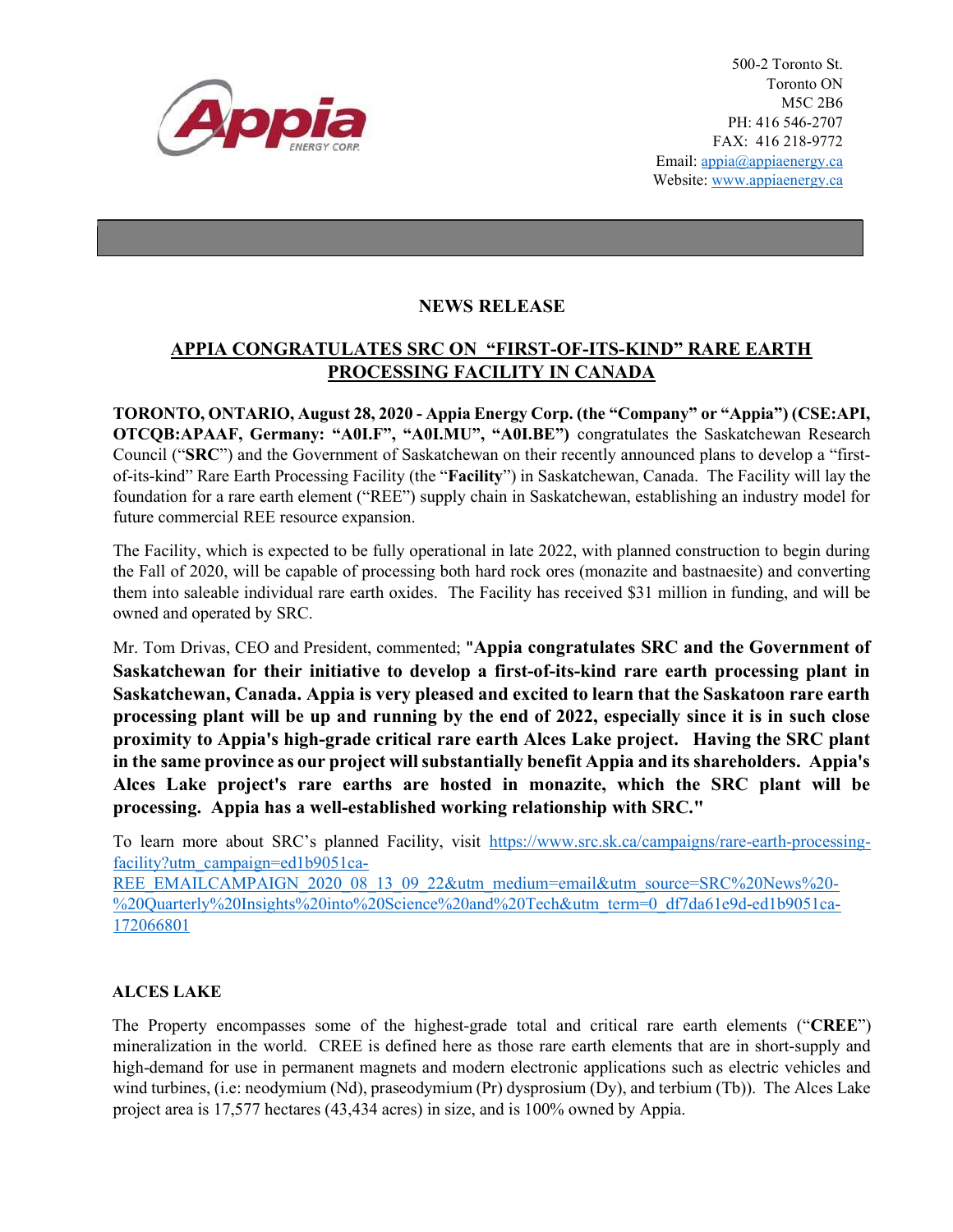500-2 Toronto St.
Toronto ON
M5C 2B6
PH: 416 546-2707
FAX: 416 218-9772
Email: appia@appiaenergy.ca
Website: www.appiaenergy.ca

## NEWS RELEASE

## APPIA CONGRATULATES SRC ON "FIRST-OF-ITS-KIND" RARE EARTH PROCESSING FACILITY IN CANADA

**TORONTO, ONTARIO, August 28, 2020 - Appia Energy Corp. (the "Company" or "Appia") (CSE:API, OTCQB:APAAF, Germany: "A0I.F", "A0I.MU", "A0I.BE")** congratulates the Saskatchewan Research Council ("**SRC**") and the Government of Saskatchewan on their recently announced plans to develop a "first-of-its-kind" Rare Earth Processing Facility (the "**Facility**") in Saskatchewan, Canada. The Facility will lay the foundation for a rare earth element ("REE") supply chain in Saskatchewan, establishing an industry model for future commercial REE resource expansion.

The Facility, which is expected to be fully operational in late 2022, with planned construction to begin during the Fall of 2020, will be capable of processing both hard rock ores (monazite and bastnaesite) and converting them into saleable individual rare earth oxides. The Facility has received $31 million in funding, and will be owned and operated by SRC.

Mr. Tom Drivas, CEO and President, commented; **"Appia congratulates SRC and the Government of Saskatchewan for their initiative to develop a first-of-its-kind rare earth processing plant in Saskatchewan, Canada. Appia is very pleased and excited to learn that the Saskatoon rare earth processing plant will be up and running by the end of 2022, especially since it is in such close proximity to Appia's high-grade critical rare earth Alces Lake project. Having the SRC plant in the same province as our project will substantially benefit Appia and its shareholders. Appia's Alces Lake project's rare earths are hosted in monazite, which the SRC plant will be processing. Appia has a well-established working relationship with SRC."**

To learn more about SRC's planned Facility, visit https://www.src.sk.ca/campaigns/rare-earth-processing-facility?utm_campaign=ed1b9051ca-REE_EMAILCAMPAIGN_2020_08_13_09_22&utm_medium=email&utm_source=SRC%20News%20-%20Quarterly%20Insights%20into%20Science%20and%20Tech&utm_term=0_df7da61e9d-ed1b9051ca-172066801

### ALCES LAKE

The Property encompasses some of the highest-grade total and critical rare earth elements ("**CREE**") mineralization in the world. CREE is defined here as those rare earth elements that are in short-supply and high-demand for use in permanent magnets and modern electronic applications such as electric vehicles and wind turbines, (i.e: neodymium (Nd), praseodymium (Pr) dysprosium (Dy), and terbium (Tb)). The Alces Lake project area is 17,577 hectares (43,434 acres) in size, and is 100% owned by Appia.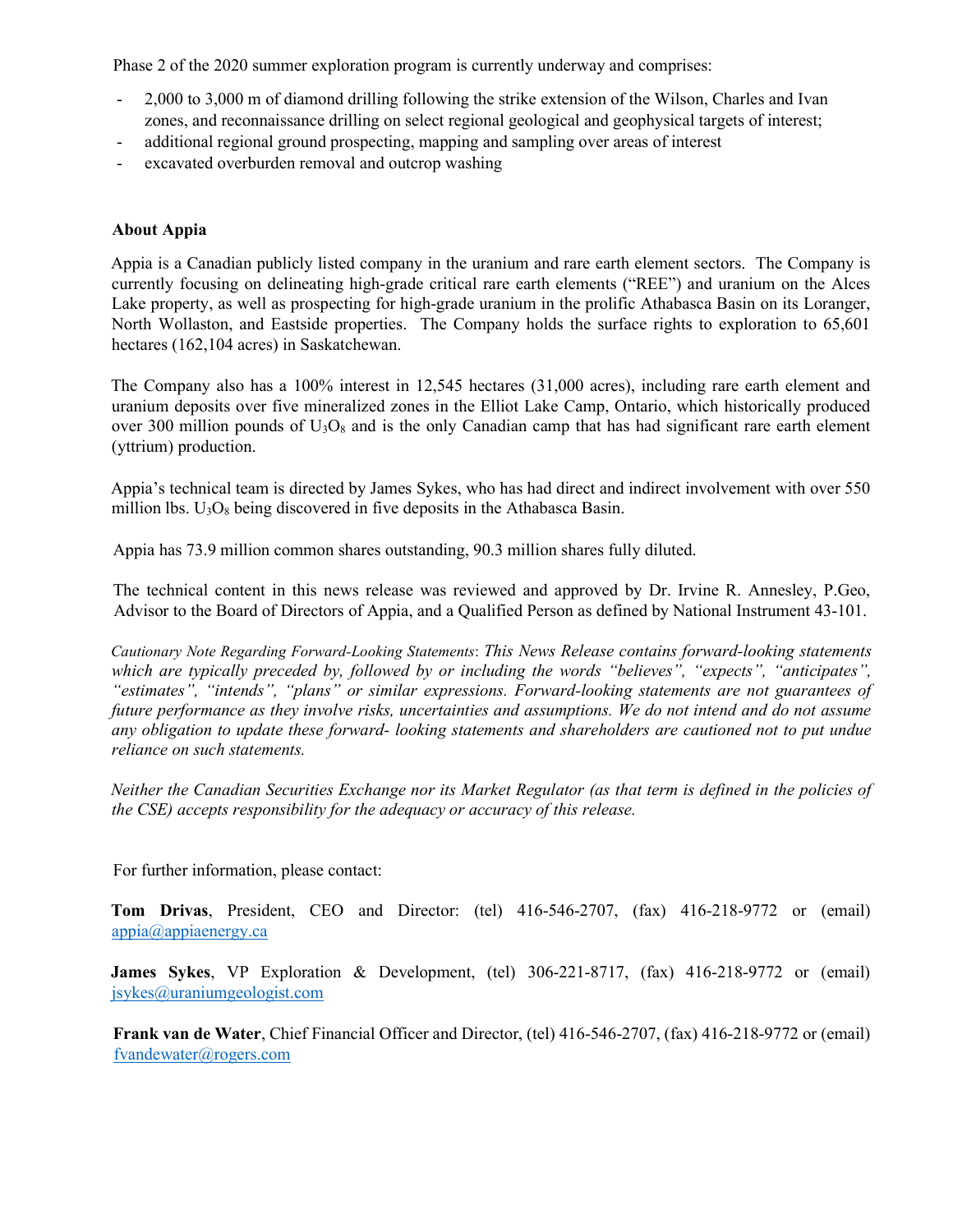Phase 2 of the 2020 summer exploration program is currently underway and comprises:

- 2,000 to 3,000 m of diamond drilling following the strike extension of the Wilson, Charles and Ivan zones, and reconnaissance drilling on select regional geological and geophysical targets of interest;
- additional regional ground prospecting, mapping and sampling over areas of interest
- excavated overburden removal and outcrop washing

**About Appia**

Appia is a Canadian publicly listed company in the uranium and rare earth element sectors. The Company is currently focusing on delineating high-grade critical rare earth elements ("REE") and uranium on the Alces Lake property, as well as prospecting for high-grade uranium in the prolific Athabasca Basin on its Loranger, North Wollaston, and Eastside properties. The Company holds the surface rights to exploration to 65,601 hectares (162,104 acres) in Saskatchewan.

The Company also has a 100% interest in 12,545 hectares (31,000 acres), including rare earth element and uranium deposits over five mineralized zones in the Elliot Lake Camp, Ontario, which historically produced over 300 million pounds of $U_3O_8$ and is the only Canadian camp that has had significant rare earth element (yttrium) production.

Appia's technical team is directed by James Sykes, who has had direct and indirect involvement with over 550 million lbs. $U_3O_8$ being discovered in five deposits in the Athabasca Basin.

Appia has 73.9 million common shares outstanding, 90.3 million shares fully diluted.

The technical content in this news release was reviewed and approved by Dr. Irvine R. Annesley, P.Geo, Advisor to the Board of Directors of Appia, and a Qualified Person as defined by National Instrument 43-101.

*Cautionary Note Regarding Forward-Looking Statements*: *This News Release contains forward-looking statements which are typically preceded by, followed by or including the words "believes", "expects", "anticipates", "estimates", "intends", "plans" or similar expressions. Forward-looking statements are not guarantees of future performance as they involve risks, uncertainties and assumptions. We do not intend and do not assume any obligation to update these forward- looking statements and shareholders are cautioned not to put undue reliance on such statements.*

*Neither the Canadian Securities Exchange nor its Market Regulator (as that term is defined in the policies of the CSE) accepts responsibility for the adequacy or accuracy of this release.*

For further information, please contact:

**Tom Drivas**, President, CEO and Director: (tel) 416-546-2707, (fax) 416-218-9772 or (email) appia@appiaenergy.ca

**James Sykes**, VP Exploration & Development, (tel) 306-221-8717, (fax) 416-218-9772 or (email) jsykes@uraniumgeologist.com

**Frank van de Water**, Chief Financial Officer and Director, (tel) 416-546-2707, (fax) 416-218-9772 or (email) fvandewater@rogers.com